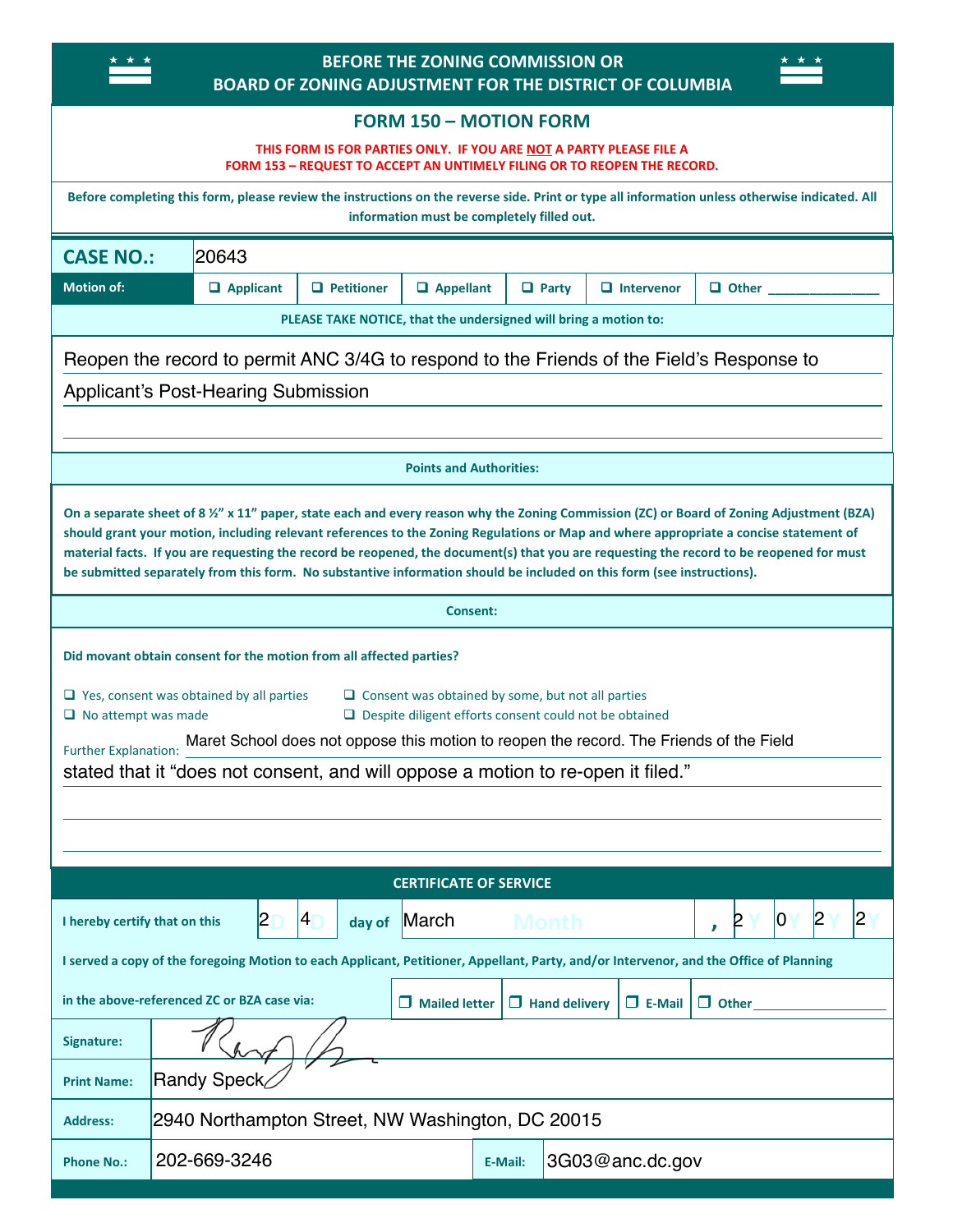# BEFORE THE ZONING COMMISSION OR BOARD OF ZONING ADJUSTMENT FOR THE DISTRICT OF COLUMBIA

## FORM 150 – MOTION FORM

**THIS FORM IS FOR PARTIES ONLY. IF YOU ARE NOT A PARTY PLEASE FILE A FORM 153 – REQUEST TO ACCEPT AN UNTIMELY FILING OR TO REOPEN THE RECORD.**

**Before completing this form, please review the instructions on the reverse side. Print or type all information unless otherwise indicated. All information must be completely filled out.**

**CASE NO.:** 20643

**Motion of:** ☐ Applicant ☐ Petitioner ☐ Appellant ☐ Party ☐ Intervenor ☐ Other ________________

**PLEASE TAKE NOTICE, that the undersigned will bring a motion to:**

Reopen the record to permit ANC 3/4G to respond to the Friends of the Field's Response to Applicant's Post-Hearing Submission

**Points and Authorities:**

**On a separate sheet of 8 ½" x 11" paper, state each and every reason why the Zoning Commission (ZC) or Board of Zoning Adjustment (BZA) should grant your motion, including relevant references to the Zoning Regulations or Map and where appropriate a concise statement of material facts. If you are requesting the record be reopened, the document(s) that you are requesting the record to be reopened for must be submitted separately from this form. No substantive information should be included on this form (see instructions).**

**Consent:**

**Did movant obtain consent for the motion from all affected parties?**

☐ Yes, consent was obtained by all parties
☐ Consent was obtained by some, but not all parties
☐ No attempt was made
☐ Despite diligent efforts consent could not be obtained

Further Explanation: Maret School does not oppose this motion to reopen the record. The Friends of the Field stated that it "does not consent, and will oppose a motion to re-open it filed."

**CERTIFICATE OF SERVICE**

I hereby certify that on this 24 day of March, 2022

I served a copy of the foregoing Motion to each Applicant, Petitioner, Appellant, Party, and/or Intervenor, and the Office of Planning in the above-referenced ZC or BZA case via: ☐ Mailed letter ☐ Hand delivery ☐ E-Mail ☐ Other ____________________

| | |
|---|---|
| **Signature:** | [signature] |
| **Print Name:** | Randy Speck |
| **Address:** | 2940 Northampton Street, NW Washington, DC 20015 |
| **Phone No.:** | 202-669-3246 |
| **E-Mail:** | 3G03@anc.dc.gov |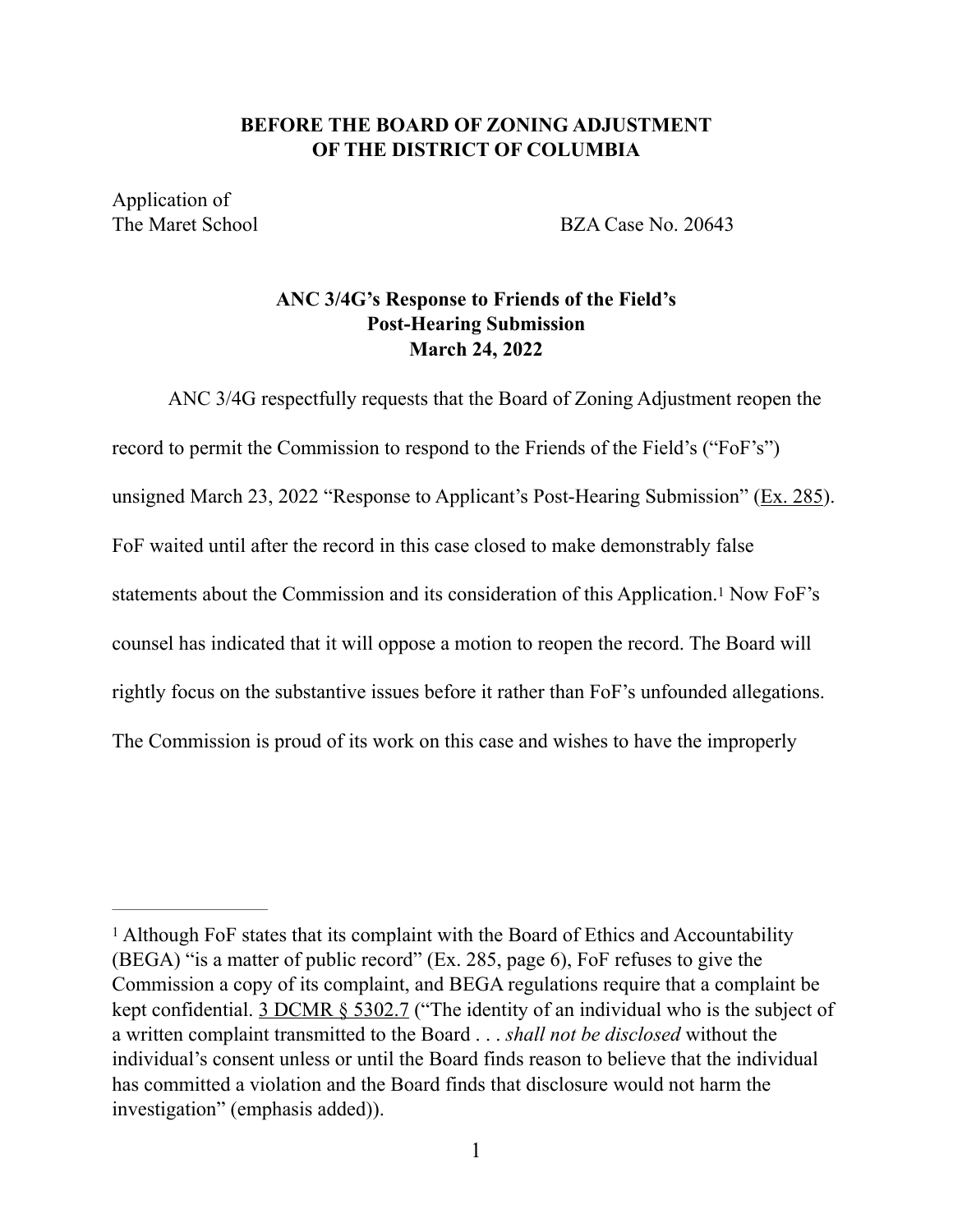**BEFORE THE BOARD OF ZONING ADJUSTMENT**
**OF THE DISTRICT OF COLUMBIA**

Application of
The Maret School BZA Case No. 20643

**ANC 3/4G's Response to Friends of the Field's**
**Post-Hearing Submission**
**March 24, 2022**

ANC 3/4G respectfully requests that the Board of Zoning Adjustment reopen the record to permit the Commission to respond to the Friends of the Field's ("FoF's") unsigned March 23, 2022 "Response to Applicant's Post-Hearing Submission" (Ex. 285). FoF waited until after the record in this case closed to make demonstrably false statements about the Commission and its consideration of this Application.[1] Now FoF's counsel has indicated that it will oppose a motion to reopen the record. The Board will rightly focus on the substantive issues before it rather than FoF's unfounded allegations. The Commission is proud of its work on this case and wishes to have the improperly

---

[1] Although FoF states that its complaint with the Board of Ethics and Accountability (BEGA) "is a matter of public record" (Ex. 285, page 6), FoF refuses to give the Commission a copy of its complaint, and BEGA regulations require that a complaint be kept confidential. 3 DCMR § 5302.7 ("The identity of an individual who is the subject of a written complaint transmitted to the Board . . . *shall not be disclosed* without the individual's consent unless or until the Board finds reason to believe that the individual has committed a violation and the Board finds that disclosure would not harm the investigation" (emphasis added)).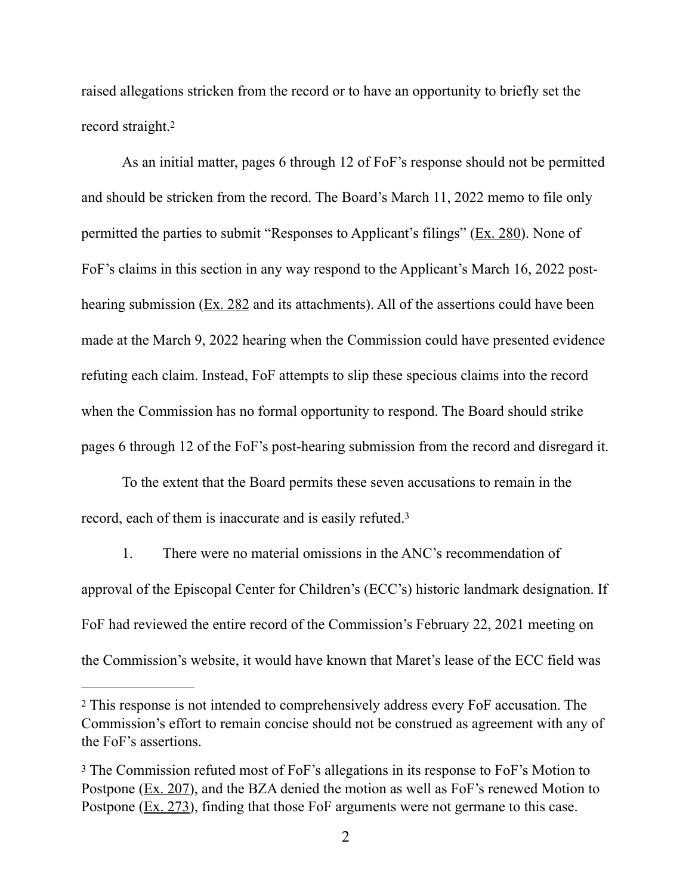raised allegations stricken from the record or to have an opportunity to briefly set the record straight.[2]

As an initial matter, pages 6 through 12 of FoF's response should not be permitted and should be stricken from the record. The Board's March 11, 2022 memo to file only permitted the parties to submit "Responses to Applicant's filings" (Ex. 280). None of FoF's claims in this section in any way respond to the Applicant's March 16, 2022 post-hearing submission (Ex. 282 and its attachments). All of the assertions could have been made at the March 9, 2022 hearing when the Commission could have presented evidence refuting each claim. Instead, FoF attempts to slip these specious claims into the record when the Commission has no formal opportunity to respond. The Board should strike pages 6 through 12 of the FoF's post-hearing submission from the record and disregard it.

To the extent that the Board permits these seven accusations to remain in the record, each of them is inaccurate and is easily refuted.[3]

1. There were no material omissions in the ANC's recommendation of approval of the Episcopal Center for Children's (ECC's) historic landmark designation. If FoF had reviewed the entire record of the Commission's February 22, 2021 meeting on the Commission's website, it would have known that Maret's lease of the ECC field was

---

[2] This response is not intended to comprehensively address every FoF accusation. The Commission's effort to remain concise should not be construed as agreement with any of the FoF's assertions.

[3] The Commission refuted most of FoF's allegations in its response to FoF's Motion to Postpone (Ex. 207), and the BZA denied the motion as well as FoF's renewed Motion to Postpone (Ex. 273), finding that those FoF arguments were not germane to this case.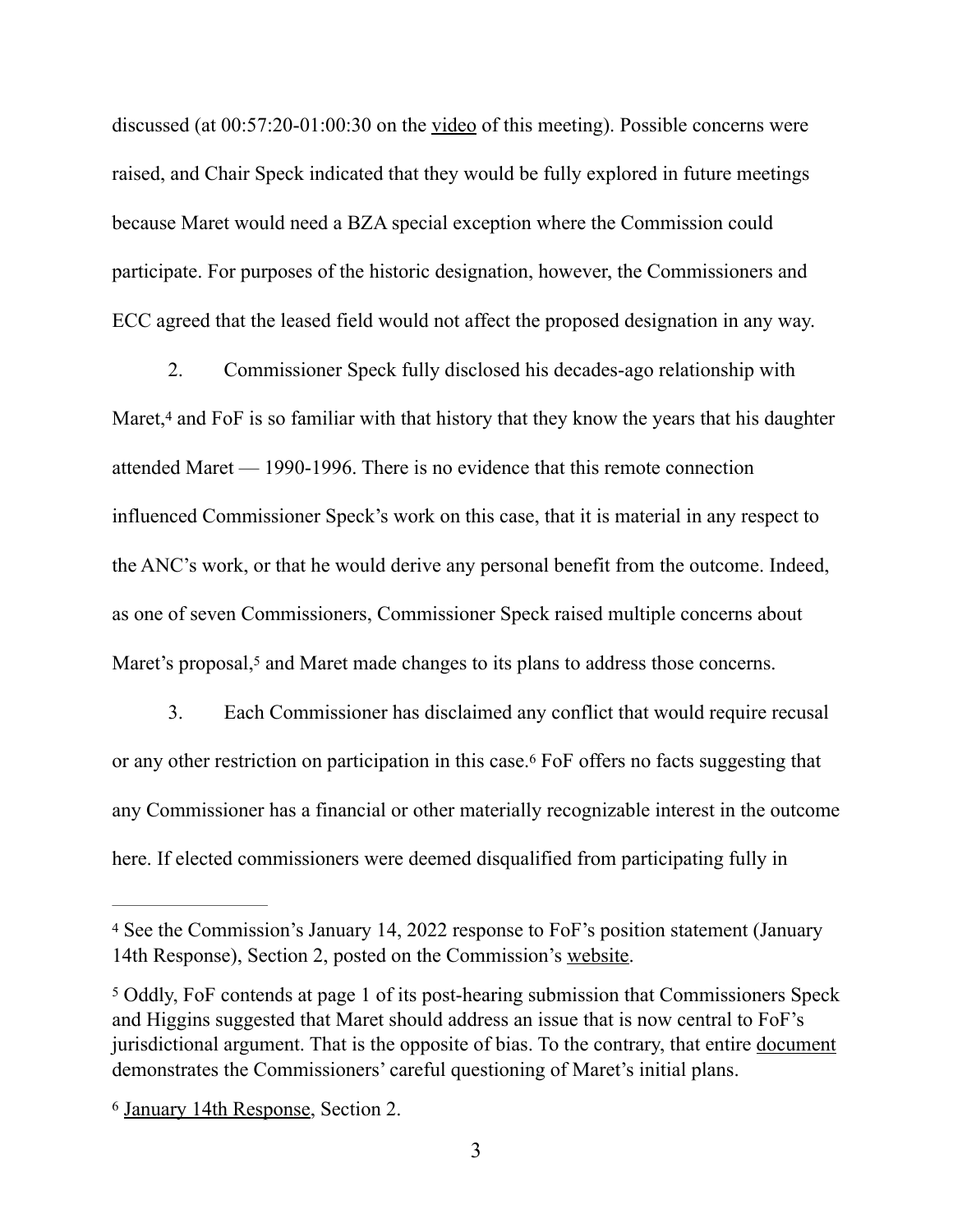discussed (at 00:57:20-01:00:30 on the video of this meeting). Possible concerns were raised, and Chair Speck indicated that they would be fully explored in future meetings because Maret would need a BZA special exception where the Commission could participate. For purposes of the historic designation, however, the Commissioners and ECC agreed that the leased field would not affect the proposed designation in any way.

2. Commissioner Speck fully disclosed his decades-ago relationship with Maret,[4] and FoF is so familiar with that history that they know the years that his daughter attended Maret — 1990-1996. There is no evidence that this remote connection influenced Commissioner Speck's work on this case, that it is material in any respect to the ANC's work, or that he would derive any personal benefit from the outcome. Indeed, as one of seven Commissioners, Commissioner Speck raised multiple concerns about Maret's proposal,[5] and Maret made changes to its plans to address those concerns.

3. Each Commissioner has disclaimed any conflict that would require recusal or any other restriction on participation in this case.[6] FoF offers no facts suggesting that any Commissioner has a financial or other materially recognizable interest in the outcome here. If elected commissioners were deemed disqualified from participating fully in

---

[4] See the Commission's January 14, 2022 response to FoF's position statement (January 14th Response), Section 2, posted on the Commission's website.

[5] Oddly, FoF contends at page 1 of its post-hearing submission that Commissioners Speck and Higgins suggested that Maret should address an issue that is now central to FoF's jurisdictional argument. That is the opposite of bias. To the contrary, that entire document demonstrates the Commissioners' careful questioning of Maret's initial plans.

[6] January 14th Response, Section 2.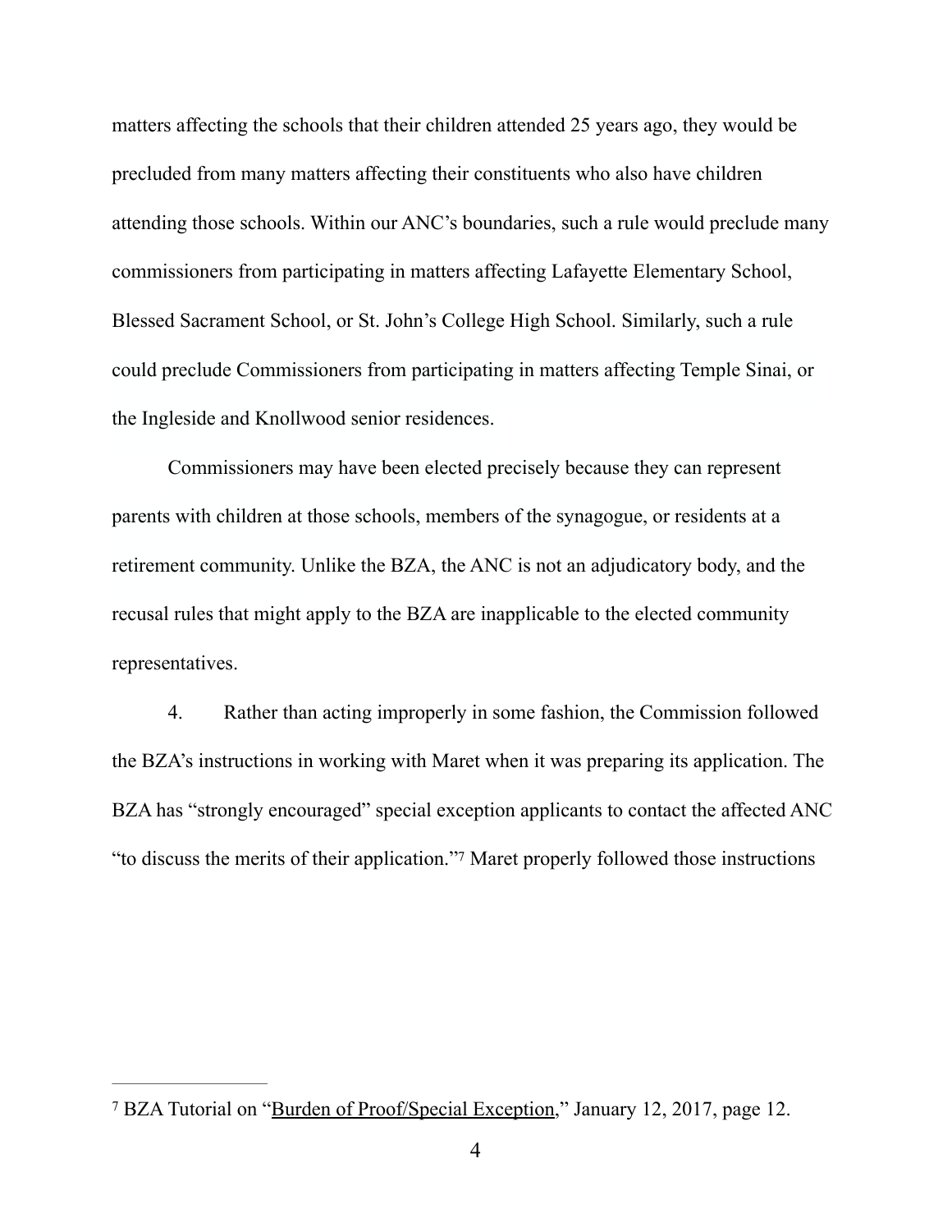matters affecting the schools that their children attended 25 years ago, they would be precluded from many matters affecting their constituents who also have children attending those schools. Within our ANC's boundaries, such a rule would preclude many commissioners from participating in matters affecting Lafayette Elementary School, Blessed Sacrament School, or St. John's College High School. Similarly, such a rule could preclude Commissioners from participating in matters affecting Temple Sinai, or the Ingleside and Knollwood senior residences.

Commissioners may have been elected precisely because they can represent parents with children at those schools, members of the synagogue, or residents at a retirement community. Unlike the BZA, the ANC is not an adjudicatory body, and the recusal rules that might apply to the BZA are inapplicable to the elected community representatives.

4. Rather than acting improperly in some fashion, the Commission followed the BZA's instructions in working with Maret when it was preparing its application. The BZA has "strongly encouraged" special exception applicants to contact the affected ANC "to discuss the merits of their application."[7] Maret properly followed those instructions

---

[7] BZA Tutorial on "Burden of Proof/Special Exception," January 12, 2017, page 12.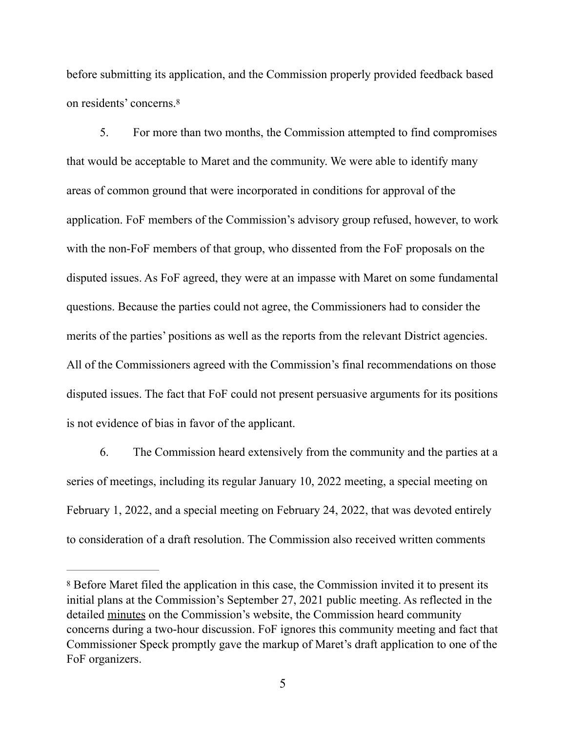before submitting its application, and the Commission properly provided feedback based on residents' concerns.[8]

5. For more than two months, the Commission attempted to find compromises that would be acceptable to Maret and the community. We were able to identify many areas of common ground that were incorporated in conditions for approval of the application. FoF members of the Commission's advisory group refused, however, to work with the non-FoF members of that group, who dissented from the FoF proposals on the disputed issues. As FoF agreed, they were at an impasse with Maret on some fundamental questions. Because the parties could not agree, the Commissioners had to consider the merits of the parties' positions as well as the reports from the relevant District agencies. All of the Commissioners agreed with the Commission's final recommendations on those disputed issues. The fact that FoF could not present persuasive arguments for its positions is not evidence of bias in favor of the applicant.

6. The Commission heard extensively from the community and the parties at a series of meetings, including its regular January 10, 2022 meeting, a special meeting on February 1, 2022, and a special meeting on February 24, 2022, that was devoted entirely to consideration of a draft resolution. The Commission also received written comments

---

[8] Before Maret filed the application in this case, the Commission invited it to present its initial plans at the Commission's September 27, 2021 public meeting. As reflected in the detailed minutes on the Commission's website, the Commission heard community concerns during a two-hour discussion. FoF ignores this community meeting and fact that Commissioner Speck promptly gave the markup of Maret's draft application to one of the FoF organizers.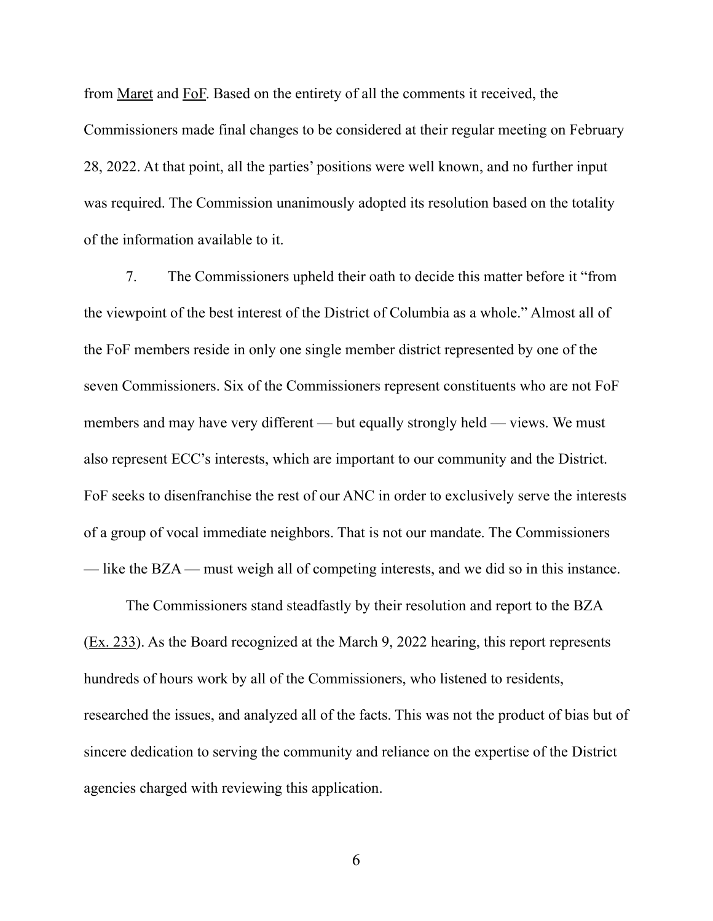from Maret and FoF. Based on the entirety of all the comments it received, the Commissioners made final changes to be considered at their regular meeting on February 28, 2022. At that point, all the parties' positions were well known, and no further input was required. The Commission unanimously adopted its resolution based on the totality of the information available to it.

7. The Commissioners upheld their oath to decide this matter before it "from the viewpoint of the best interest of the District of Columbia as a whole." Almost all of the FoF members reside in only one single member district represented by one of the seven Commissioners. Six of the Commissioners represent constituents who are not FoF members and may have very different — but equally strongly held — views. We must also represent ECC's interests, which are important to our community and the District. FoF seeks to disenfranchise the rest of our ANC in order to exclusively serve the interests of a group of vocal immediate neighbors. That is not our mandate. The Commissioners — like the BZA — must weigh all of competing interests, and we did so in this instance.

The Commissioners stand steadfastly by their resolution and report to the BZA (Ex. 233). As the Board recognized at the March 9, 2022 hearing, this report represents hundreds of hours work by all of the Commissioners, who listened to residents, researched the issues, and analyzed all of the facts. This was not the product of bias but of sincere dedication to serving the community and reliance on the expertise of the District agencies charged with reviewing this application.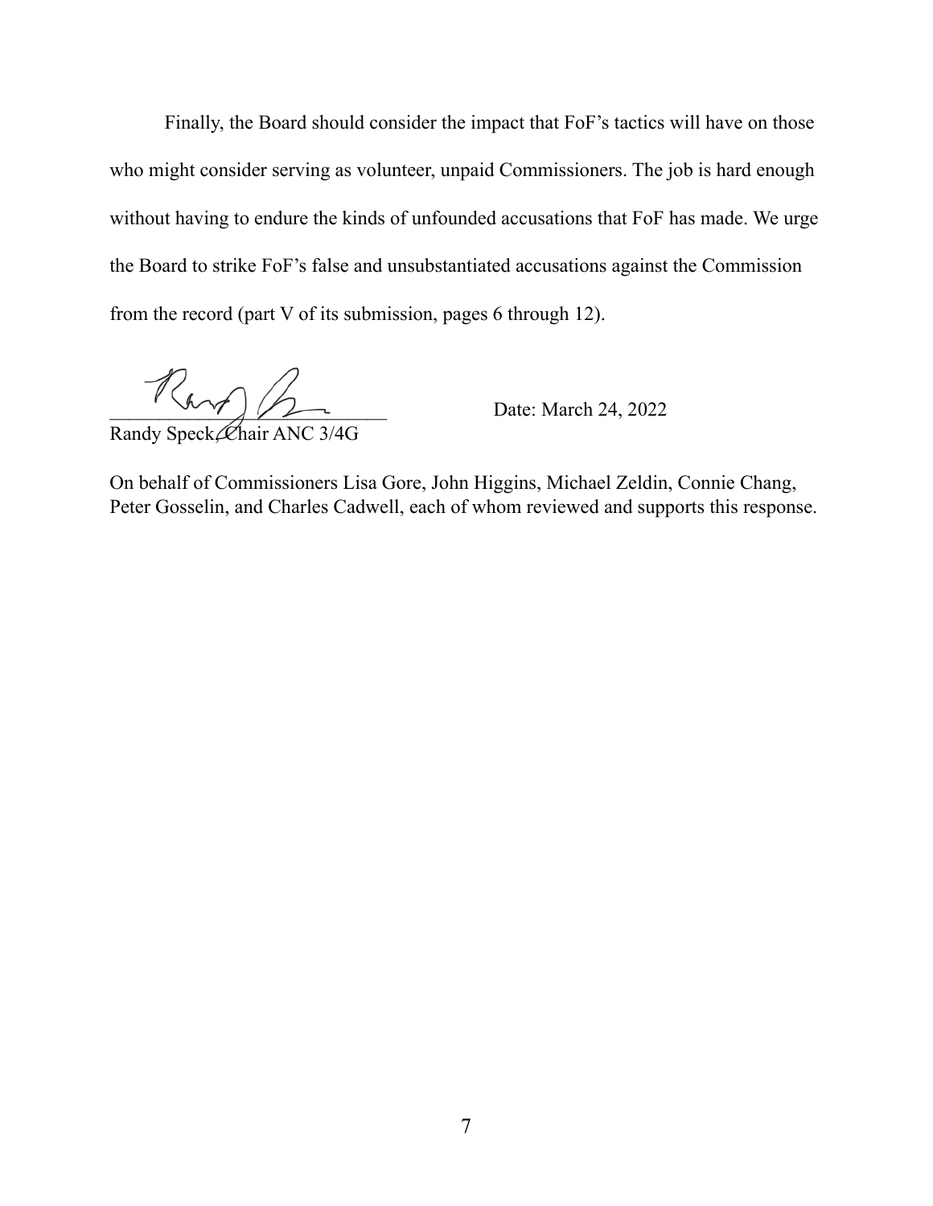Finally, the Board should consider the impact that FoF's tactics will have on those who might consider serving as volunteer, unpaid Commissioners. The job is hard enough without having to endure the kinds of unfounded accusations that FoF has made. We urge the Board to strike FoF's false and unsubstantiated accusations against the Commission from the record (part V of its submission, pages 6 through 12).

______________________________ Date: March 24, 2022
Randy Speck, Chair ANC 3/4G

On behalf of Commissioners Lisa Gore, John Higgins, Michael Zeldin, Connie Chang, Peter Gosselin, and Charles Cadwell, each of whom reviewed and supports this response.